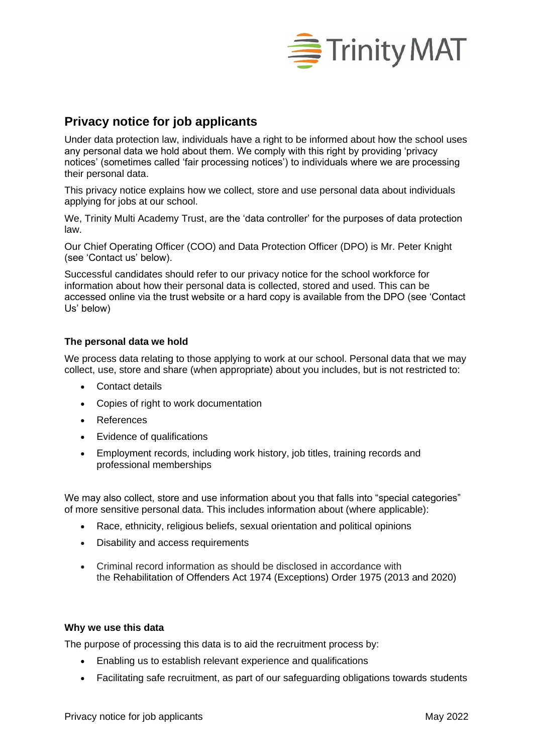# Privacy notice for job applicants

Under data protection law, individuals have a right to be informed about how the school uses any personal data we hold about them. We comply with this right by providing 'privacy notices' (sometimes called 'fair processing notices') to individuals where we are processing their personal data.

This privacy notice explains how we collect, store and use personal data about individuals applying for jobs at our school.

We, Trinity Multi Academy Trust, are the 'data controller' for the purposes of data protection law.

Our Chief Operating Officer (COO) and Data Protection Officer (DPO) is Mr. Peter Knight (see 'Contact us' below).

Successful candidates should refer to our privacy notice for the school workforce for information about how their personal data is collected, stored and used. This can be accessed online via the trust website or a hard copy is available from the DPO (see 'Contact Us' below)

### The personal data we hold

We process data relating to those applying to work at our school. Personal data that we may collect, use, store and share (when appropriate) about you includes, but is not restricted to:

- Contact details
- Copies of right to work documentation
- References
- Evidence of qualifications
- Employment records, including work history, job titles, training records and professional memberships

We may also collect, store and use information about you that falls into "special categories" of more sensitive personal data. This includes information about (where applicable):

- Race, ethnicity, religious beliefs, sexual orientation and political opinions
- Disability and access requirements
- Criminal record information as should be disclosed in accordance with the Rehabilitation of Offenders Act 1974 (Exceptions) Order 1975 (2013 and 2020)

### Why we use this data

The purpose of processing this data is to aid the recruitment process by:

- Enabling us to establish relevant experience and qualifications
- Facilitating safe recruitment, as part of our safeguarding obligations towards students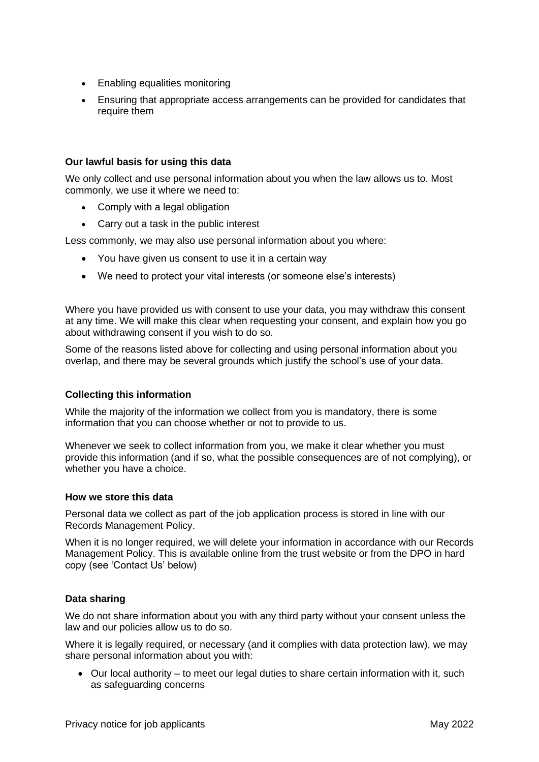- Enabling equalities monitoring
- Ensuring that appropriate access arrangements can be provided for candidates that require them

**Our lawful basis for using this data**

We only collect and use personal information about you when the law allows us to. Most commonly, we use it where we need to:

- Comply with a legal obligation
- Carry out a task in the public interest

Less commonly, we may also use personal information about you where:

- You have given us consent to use it in a certain way
- We need to protect your vital interests (or someone else's interests)

Where you have provided us with consent to use your data, you may withdraw this consent at any time. We will make this clear when requesting your consent, and explain how you go about withdrawing consent if you wish to do so.

Some of the reasons listed above for collecting and using personal information about you overlap, and there may be several grounds which justify the school's use of your data.

**Collecting this information**

While the majority of the information we collect from you is mandatory, there is some information that you can choose whether or not to provide to us.

Whenever we seek to collect information from you, we make it clear whether you must provide this information (and if so, what the possible consequences are of not complying), or whether you have a choice.

**How we store this data**

Personal data we collect as part of the job application process is stored in line with our Records Management Policy.

When it is no longer required, we will delete your information in accordance with our Records Management Policy. This is available online from the trust website or from the DPO in hard copy (see 'Contact Us' below)

**Data sharing**

We do not share information about you with any third party without your consent unless the law and our policies allow us to do so.

Where it is legally required, or necessary (and it complies with data protection law), we may share personal information about you with:

- Our local authority – to meet our legal duties to share certain information with it, such as safeguarding concerns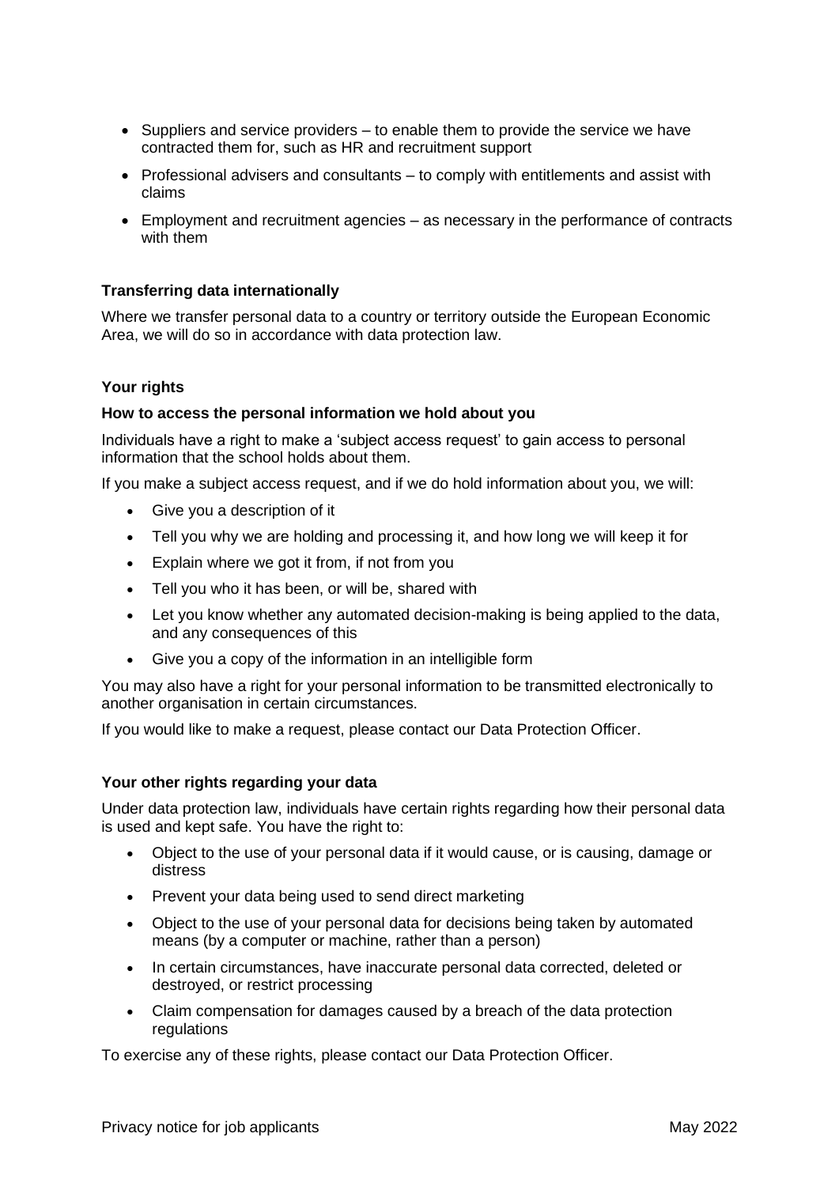- Suppliers and service providers – to enable them to provide the service we have contracted them for, such as HR and recruitment support
- Professional advisers and consultants – to comply with entitlements and assist with claims
- Employment and recruitment agencies – as necessary in the performance of contracts with them

### Transferring data internationally

Where we transfer personal data to a country or territory outside the European Economic Area, we will do so in accordance with data protection law.

### Your rights

#### How to access the personal information we hold about you

Individuals have a right to make a 'subject access request' to gain access to personal information that the school holds about them.

If you make a subject access request, and if we do hold information about you, we will:

- Give you a description of it
- Tell you why we are holding and processing it, and how long we will keep it for
- Explain where we got it from, if not from you
- Tell you who it has been, or will be, shared with
- Let you know whether any automated decision-making is being applied to the data, and any consequences of this
- Give you a copy of the information in an intelligible form

You may also have a right for your personal information to be transmitted electronically to another organisation in certain circumstances.

If you would like to make a request, please contact our Data Protection Officer.

#### Your other rights regarding your data

Under data protection law, individuals have certain rights regarding how their personal data is used and kept safe. You have the right to:

- Object to the use of your personal data if it would cause, or is causing, damage or distress
- Prevent your data being used to send direct marketing
- Object to the use of your personal data for decisions being taken by automated means (by a computer or machine, rather than a person)
- In certain circumstances, have inaccurate personal data corrected, deleted or destroyed, or restrict processing
- Claim compensation for damages caused by a breach of the data protection regulations

To exercise any of these rights, please contact our Data Protection Officer.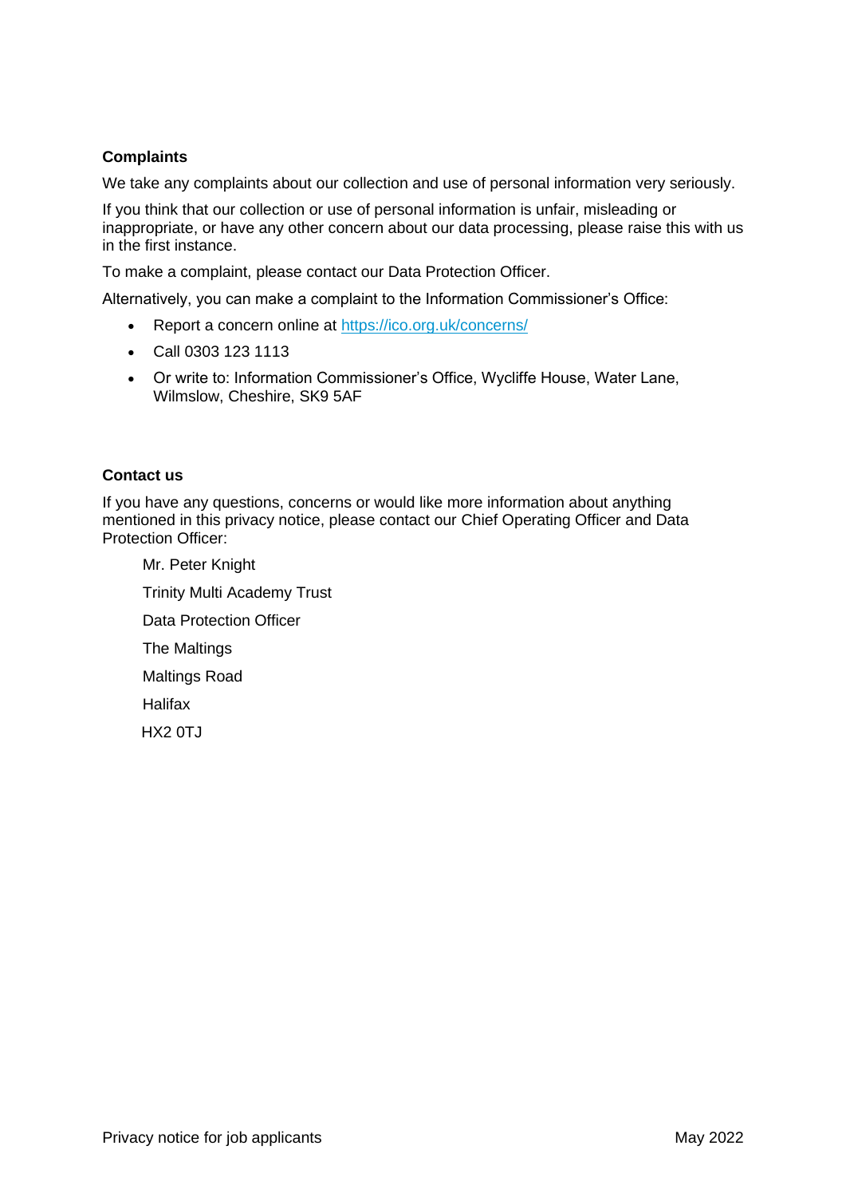### Complaints

We take any complaints about our collection and use of personal information very seriously.

If you think that our collection or use of personal information is unfair, misleading or inappropriate, or have any other concern about our data processing, please raise this with us in the first instance.

To make a complaint, please contact our Data Protection Officer.

Alternatively, you can make a complaint to the Information Commissioner's Office:

- Report a concern online at https://ico.org.uk/concerns/
- Call 0303 123 1113
- Or write to: Information Commissioner's Office, Wycliffe House, Water Lane, Wilmslow, Cheshire, SK9 5AF

### Contact us

If you have any questions, concerns or would like more information about anything mentioned in this privacy notice, please contact our Chief Operating Officer and Data Protection Officer:

Mr. Peter Knight

Trinity Multi Academy Trust

Data Protection Officer

The Maltings

Maltings Road

Halifax

HX2 0TJ